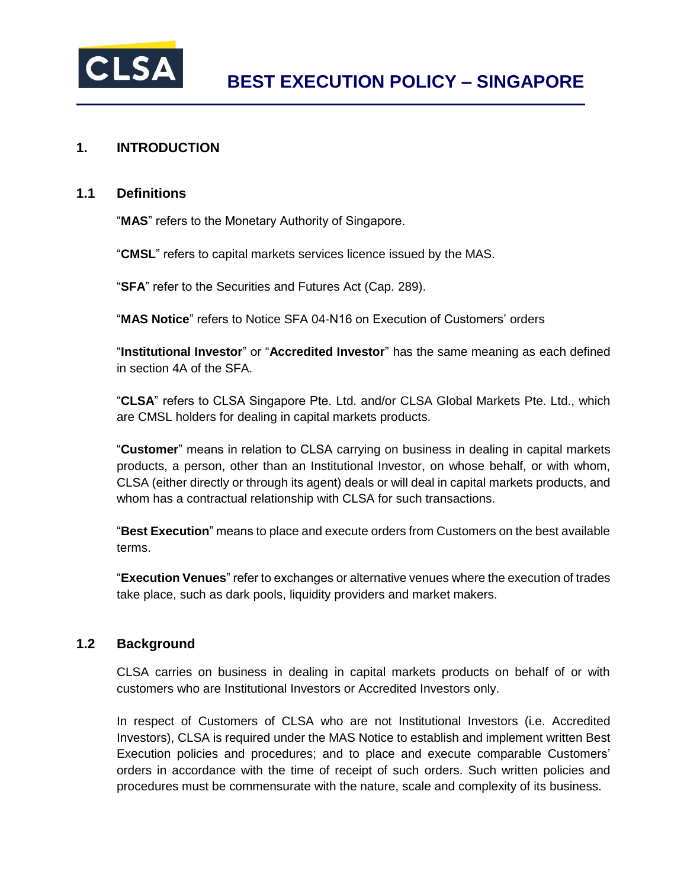# BEST EXECUTION POLICY – SINGAPORE

## 1. INTRODUCTION

### 1.1 Definitions

"**MAS**" refers to the Monetary Authority of Singapore.

"**CMSL**" refers to capital markets services licence issued by the MAS.

"**SFA**" refer to the Securities and Futures Act (Cap. 289).

"**MAS Notice**" refers to Notice SFA 04-N16 on Execution of Customers' orders

"**Institutional Investor**" or "**Accredited Investor**" has the same meaning as each defined in section 4A of the SFA.

"**CLSA**" refers to CLSA Singapore Pte. Ltd. and/or CLSA Global Markets Pte. Ltd., which are CMSL holders for dealing in capital markets products.

"**Customer**" means in relation to CLSA carrying on business in dealing in capital markets products, a person, other than an Institutional Investor, on whose behalf, or with whom, CLSA (either directly or through its agent) deals or will deal in capital markets products, and whom has a contractual relationship with CLSA for such transactions.

"**Best Execution**" means to place and execute orders from Customers on the best available terms.

"**Execution Venues**" refer to exchanges or alternative venues where the execution of trades take place, such as dark pools, liquidity providers and market makers.

### 1.2 Background

CLSA carries on business in dealing in capital markets products on behalf of or with customers who are Institutional Investors or Accredited Investors only.

In respect of Customers of CLSA who are not Institutional Investors (i.e. Accredited Investors), CLSA is required under the MAS Notice to establish and implement written Best Execution policies and procedures; and to place and execute comparable Customers' orders in accordance with the time of receipt of such orders. Such written policies and procedures must be commensurate with the nature, scale and complexity of its business.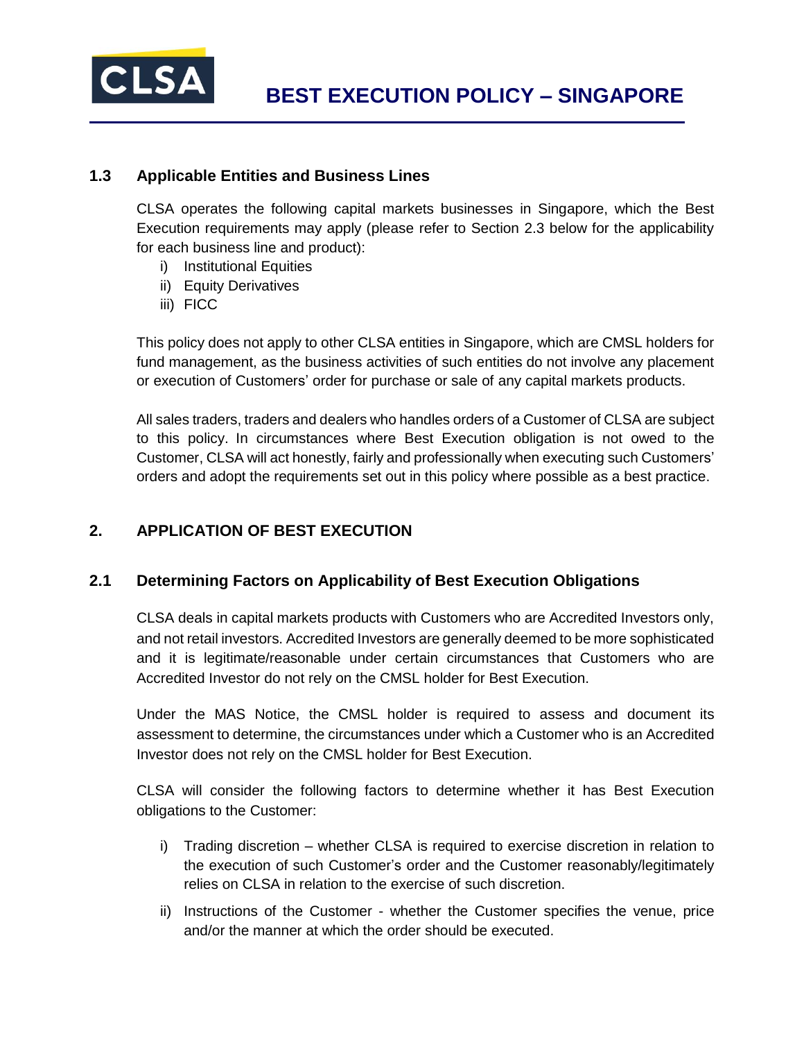### 1.3 Applicable Entities and Business Lines

CLSA operates the following capital markets businesses in Singapore, which the Best Execution requirements may apply (please refer to Section 2.3 below for the applicability for each business line and product):

i) Institutional Equities
ii) Equity Derivatives
iii) FICC

This policy does not apply to other CLSA entities in Singapore, which are CMSL holders for fund management, as the business activities of such entities do not involve any placement or execution of Customers' order for purchase or sale of any capital markets products.

All sales traders, traders and dealers who handles orders of a Customer of CLSA are subject to this policy. In circumstances where Best Execution obligation is not owed to the Customer, CLSA will act honestly, fairly and professionally when executing such Customers' orders and adopt the requirements set out in this policy where possible as a best practice.

## 2. APPLICATION OF BEST EXECUTION

### 2.1 Determining Factors on Applicability of Best Execution Obligations

CLSA deals in capital markets products with Customers who are Accredited Investors only, and not retail investors. Accredited Investors are generally deemed to be more sophisticated and it is legitimate/reasonable under certain circumstances that Customers who are Accredited Investor do not rely on the CMSL holder for Best Execution.

Under the MAS Notice, the CMSL holder is required to assess and document its assessment to determine, the circumstances under which a Customer who is an Accredited Investor does not rely on the CMSL holder for Best Execution.

CLSA will consider the following factors to determine whether it has Best Execution obligations to the Customer:

i) Trading discretion – whether CLSA is required to exercise discretion in relation to the execution of such Customer's order and the Customer reasonably/legitimately relies on CLSA in relation to the exercise of such discretion.

ii) Instructions of the Customer - whether the Customer specifies the venue, price and/or the manner at which the order should be executed.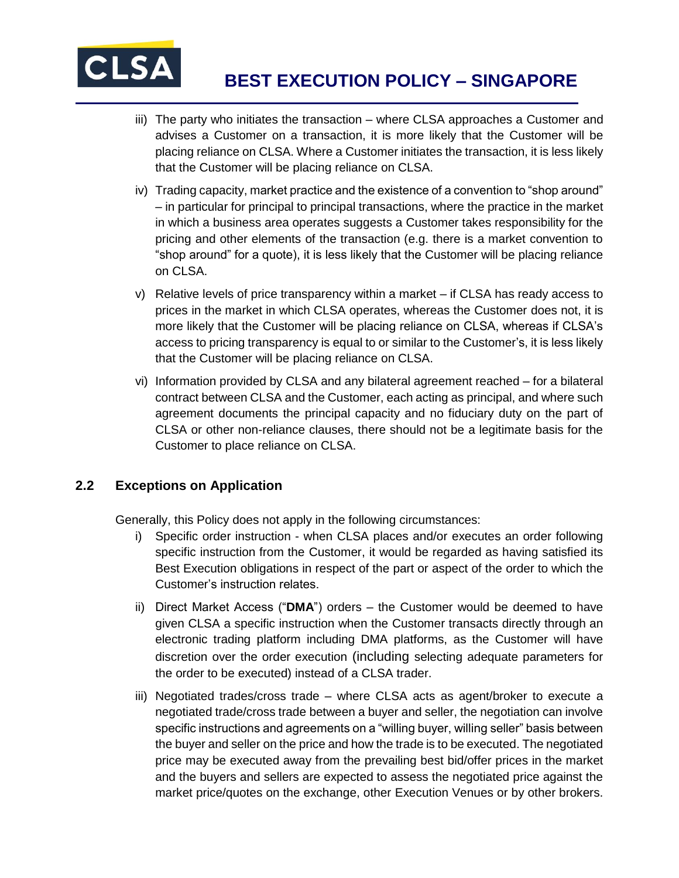iii) The party who initiates the transaction – where CLSA approaches a Customer and advises a Customer on a transaction, it is more likely that the Customer will be placing reliance on CLSA. Where a Customer initiates the transaction, it is less likely that the Customer will be placing reliance on CLSA.

iv) Trading capacity, market practice and the existence of a convention to "shop around" – in particular for principal to principal transactions, where the practice in the market in which a business area operates suggests a Customer takes responsibility for the pricing and other elements of the transaction (e.g. there is a market convention to "shop around" for a quote), it is less likely that the Customer will be placing reliance on CLSA.

v) Relative levels of price transparency within a market – if CLSA has ready access to prices in the market in which CLSA operates, whereas the Customer does not, it is more likely that the Customer will be placing reliance on CLSA, whereas if CLSA's access to pricing transparency is equal to or similar to the Customer's, it is less likely that the Customer will be placing reliance on CLSA.

vi) Information provided by CLSA and any bilateral agreement reached – for a bilateral contract between CLSA and the Customer, each acting as principal, and where such agreement documents the principal capacity and no fiduciary duty on the part of CLSA or other non-reliance clauses, there should not be a legitimate basis for the Customer to place reliance on CLSA.

## 2.2 Exceptions on Application

Generally, this Policy does not apply in the following circumstances:

i) Specific order instruction - when CLSA places and/or executes an order following specific instruction from the Customer, it would be regarded as having satisfied its Best Execution obligations in respect of the part or aspect of the order to which the Customer's instruction relates.

ii) Direct Market Access ("**DMA**") orders – the Customer would be deemed to have given CLSA a specific instruction when the Customer transacts directly through an electronic trading platform including DMA platforms, as the Customer will have discretion over the order execution (including selecting adequate parameters for the order to be executed) instead of a CLSA trader.

iii) Negotiated trades/cross trade – where CLSA acts as agent/broker to execute a negotiated trade/cross trade between a buyer and seller, the negotiation can involve specific instructions and agreements on a "willing buyer, willing seller" basis between the buyer and seller on the price and how the trade is to be executed. The negotiated price may be executed away from the prevailing best bid/offer prices in the market and the buyers and sellers are expected to assess the negotiated price against the market price/quotes on the exchange, other Execution Venues or by other brokers.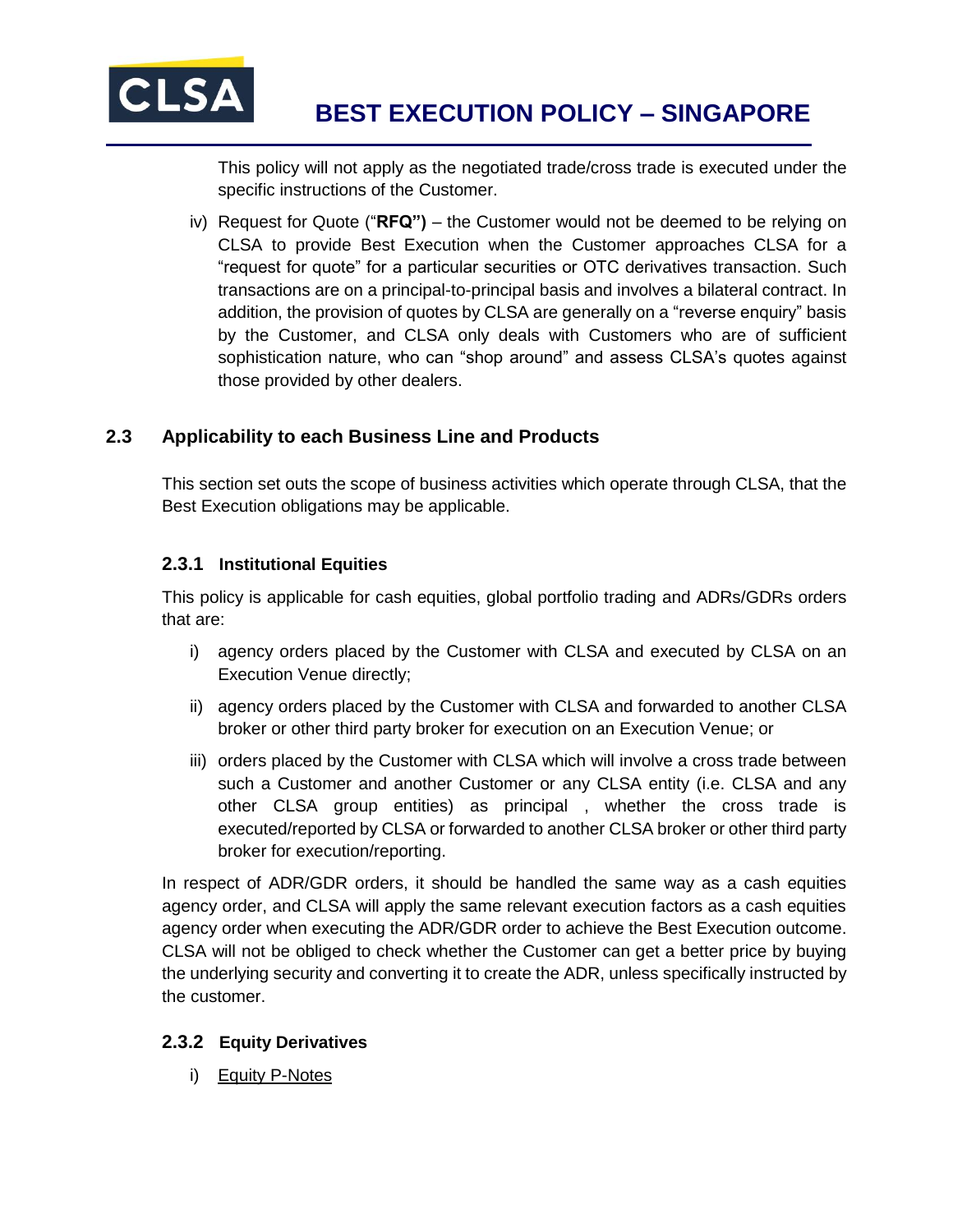This policy will not apply as the negotiated trade/cross trade is executed under the specific instructions of the Customer.

iv) Request for Quote ("**RFQ")** – the Customer would not be deemed to be relying on CLSA to provide Best Execution when the Customer approaches CLSA for a "request for quote" for a particular securities or OTC derivatives transaction. Such transactions are on a principal-to-principal basis and involves a bilateral contract. In addition, the provision of quotes by CLSA are generally on a "reverse enquiry" basis by the Customer, and CLSA only deals with Customers who are of sufficient sophistication nature, who can "shop around" and assess CLSA's quotes against those provided by other dealers.

## 2.3 Applicability to each Business Line and Products

This section set outs the scope of business activities which operate through CLSA, that the Best Execution obligations may be applicable.

### 2.3.1 Institutional Equities

This policy is applicable for cash equities, global portfolio trading and ADRs/GDRs orders that are:

i) agency orders placed by the Customer with CLSA and executed by CLSA on an Execution Venue directly;

ii) agency orders placed by the Customer with CLSA and forwarded to another CLSA broker or other third party broker for execution on an Execution Venue; or

iii) orders placed by the Customer with CLSA which will involve a cross trade between such a Customer and another Customer or any CLSA entity (i.e. CLSA and any other CLSA group entities) as principal , whether the cross trade is executed/reported by CLSA or forwarded to another CLSA broker or other third party broker for execution/reporting.

In respect of ADR/GDR orders, it should be handled the same way as a cash equities agency order, and CLSA will apply the same relevant execution factors as a cash equities agency order when executing the ADR/GDR order to achieve the Best Execution outcome. CLSA will not be obliged to check whether the Customer can get a better price by buying the underlying security and converting it to create the ADR, unless specifically instructed by the customer.

### 2.3.2 Equity Derivatives

i) Equity P-Notes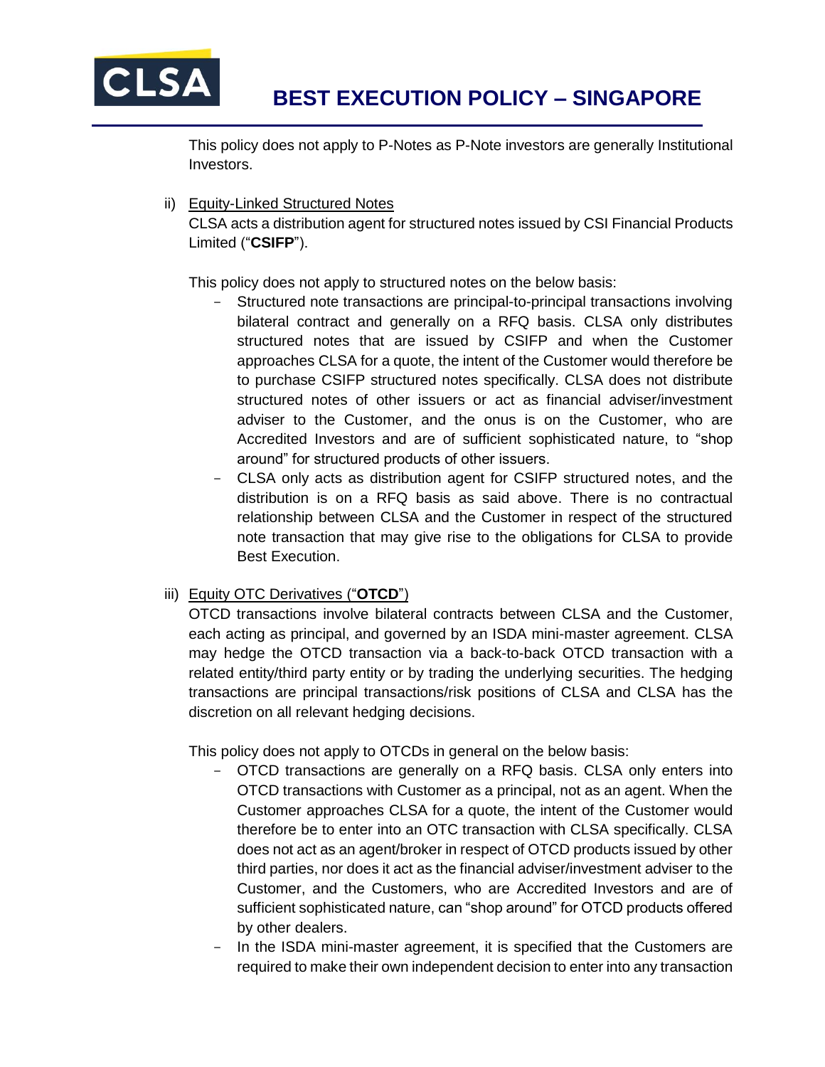This policy does not apply to P-Notes as P-Note investors are generally Institutional Investors.

ii) Equity-Linked Structured Notes

CLSA acts a distribution agent for structured notes issued by CSI Financial Products Limited ("**CSIFP**").

This policy does not apply to structured notes on the below basis:

- Structured note transactions are principal-to-principal transactions involving bilateral contract and generally on a RFQ basis. CLSA only distributes structured notes that are issued by CSIFP and when the Customer approaches CLSA for a quote, the intent of the Customer would therefore be to purchase CSIFP structured notes specifically. CLSA does not distribute structured notes of other issuers or act as financial adviser/investment adviser to the Customer, and the onus is on the Customer, who are Accredited Investors and are of sufficient sophisticated nature, to "shop around" for structured products of other issuers.
- CLSA only acts as distribution agent for CSIFP structured notes, and the distribution is on a RFQ basis as said above. There is no contractual relationship between CLSA and the Customer in respect of the structured note transaction that may give rise to the obligations for CLSA to provide Best Execution.

iii) Equity OTC Derivatives ("**OTCD**")

OTCD transactions involve bilateral contracts between CLSA and the Customer, each acting as principal, and governed by an ISDA mini-master agreement. CLSA may hedge the OTCD transaction via a back-to-back OTCD transaction with a related entity/third party entity or by trading the underlying securities. The hedging transactions are principal transactions/risk positions of CLSA and CLSA has the discretion on all relevant hedging decisions.

This policy does not apply to OTCDs in general on the below basis:

- OTCD transactions are generally on a RFQ basis. CLSA only enters into OTCD transactions with Customer as a principal, not as an agent. When the Customer approaches CLSA for a quote, the intent of the Customer would therefore be to enter into an OTC transaction with CLSA specifically. CLSA does not act as an agent/broker in respect of OTCD products issued by other third parties, nor does it act as the financial adviser/investment adviser to the Customer, and the Customers, who are Accredited Investors and are of sufficient sophisticated nature, can "shop around" for OTCD products offered by other dealers.
- In the ISDA mini-master agreement, it is specified that the Customers are required to make their own independent decision to enter into any transaction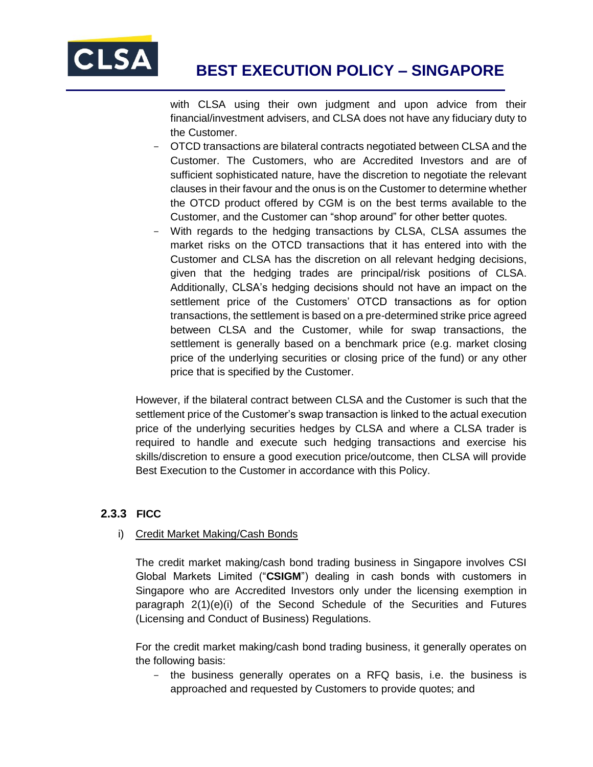with CLSA using their own judgment and upon advice from their financial/investment advisers, and CLSA does not have any fiduciary duty to the Customer.

- OTCD transactions are bilateral contracts negotiated between CLSA and the Customer. The Customers, who are Accredited Investors and are of sufficient sophisticated nature, have the discretion to negotiate the relevant clauses in their favour and the onus is on the Customer to determine whether the OTCD product offered by CGM is on the best terms available to the Customer, and the Customer can "shop around" for other better quotes.
- With regards to the hedging transactions by CLSA, CLSA assumes the market risks on the OTCD transactions that it has entered into with the Customer and CLSA has the discretion on all relevant hedging decisions, given that the hedging trades are principal/risk positions of CLSA. Additionally, CLSA's hedging decisions should not have an impact on the settlement price of the Customers' OTCD transactions as for option transactions, the settlement is based on a pre-determined strike price agreed between CLSA and the Customer, while for swap transactions, the settlement is generally based on a benchmark price (e.g. market closing price of the underlying securities or closing price of the fund) or any other price that is specified by the Customer.

However, if the bilateral contract between CLSA and the Customer is such that the settlement price of the Customer's swap transaction is linked to the actual execution price of the underlying securities hedges by CLSA and where a CLSA trader is required to handle and execute such hedging transactions and exercise his skills/discretion to ensure a good execution price/outcome, then CLSA will provide Best Execution to the Customer in accordance with this Policy.

### 2.3.3 FICC

i) <u>Credit Market Making/Cash Bonds</u>

The credit market making/cash bond trading business in Singapore involves CSI Global Markets Limited ("**CSIGM**") dealing in cash bonds with customers in Singapore who are Accredited Investors only under the licensing exemption in paragraph 2(1)(e)(i) of the Second Schedule of the Securities and Futures (Licensing and Conduct of Business) Regulations.

For the credit market making/cash bond trading business, it generally operates on the following basis:

- the business generally operates on a RFQ basis, i.e. the business is approached and requested by Customers to provide quotes; and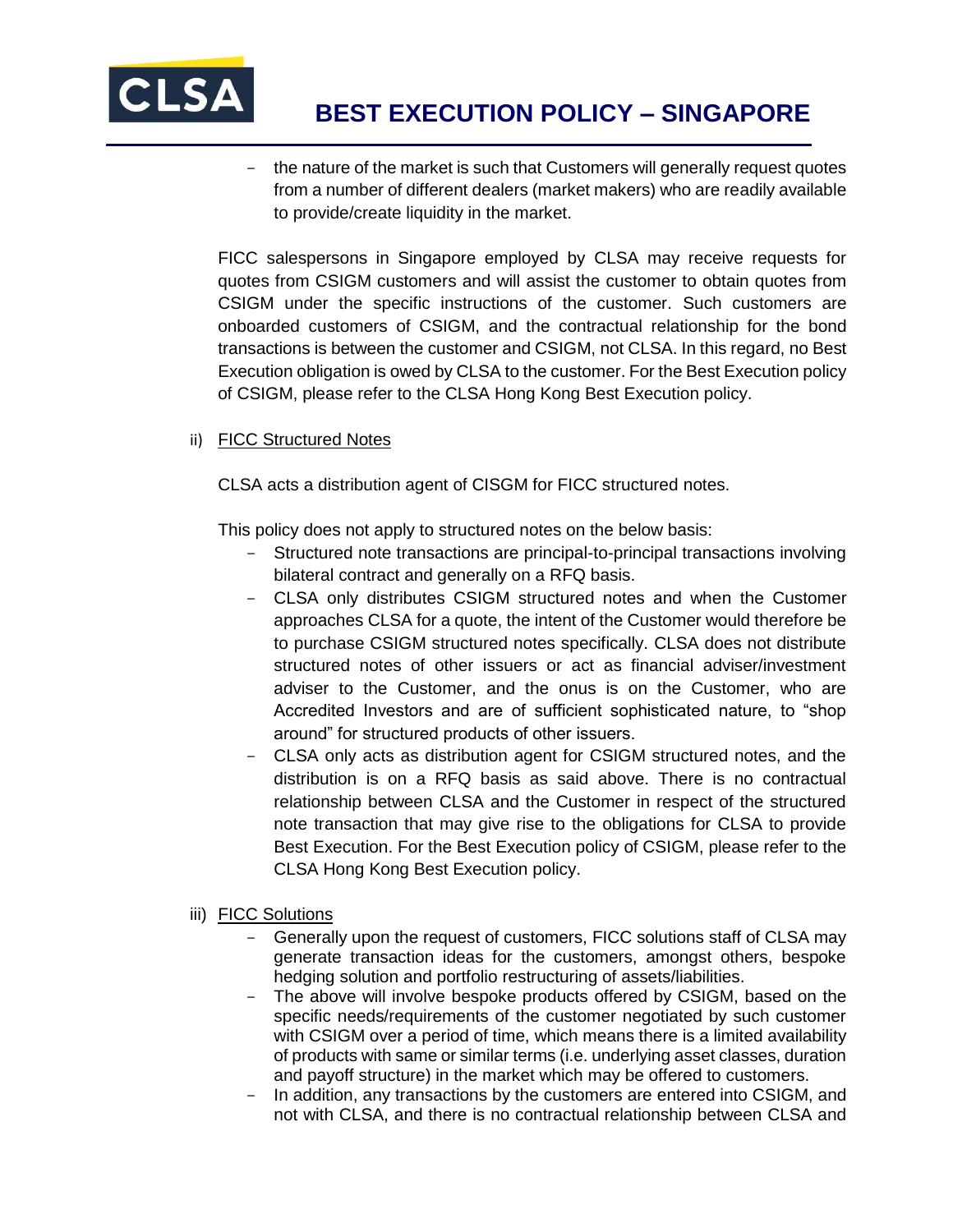- the nature of the market is such that Customers will generally request quotes from a number of different dealers (market makers) who are readily available to provide/create liquidity in the market.

FICC salespersons in Singapore employed by CLSA may receive requests for quotes from CSIGM customers and will assist the customer to obtain quotes from CSIGM under the specific instructions of the customer. Such customers are onboarded customers of CSIGM, and the contractual relationship for the bond transactions is between the customer and CSIGM, not CLSA. In this regard, no Best Execution obligation is owed by CLSA to the customer. For the Best Execution policy of CSIGM, please refer to the CLSA Hong Kong Best Execution policy.

ii) FICC Structured Notes

CLSA acts a distribution agent of CISGM for FICC structured notes.

This policy does not apply to structured notes on the below basis:

- Structured note transactions are principal-to-principal transactions involving bilateral contract and generally on a RFQ basis.
- CLSA only distributes CSIGM structured notes and when the Customer approaches CLSA for a quote, the intent of the Customer would therefore be to purchase CSIGM structured notes specifically. CLSA does not distribute structured notes of other issuers or act as financial adviser/investment adviser to the Customer, and the onus is on the Customer, who are Accredited Investors and are of sufficient sophisticated nature, to "shop around" for structured products of other issuers.
- CLSA only acts as distribution agent for CSIGM structured notes, and the distribution is on a RFQ basis as said above. There is no contractual relationship between CLSA and the Customer in respect of the structured note transaction that may give rise to the obligations for CLSA to provide Best Execution. For the Best Execution policy of CSIGM, please refer to the CLSA Hong Kong Best Execution policy.

iii) FICC Solutions

- Generally upon the request of customers, FICC solutions staff of CLSA may generate transaction ideas for the customers, amongst others, bespoke hedging solution and portfolio restructuring of assets/liabilities.
- The above will involve bespoke products offered by CSIGM, based on the specific needs/requirements of the customer negotiated by such customer with CSIGM over a period of time, which means there is a limited availability of products with same or similar terms (i.e. underlying asset classes, duration and payoff structure) in the market which may be offered to customers.
- In addition, any transactions by the customers are entered into CSIGM, and not with CLSA, and there is no contractual relationship between CLSA and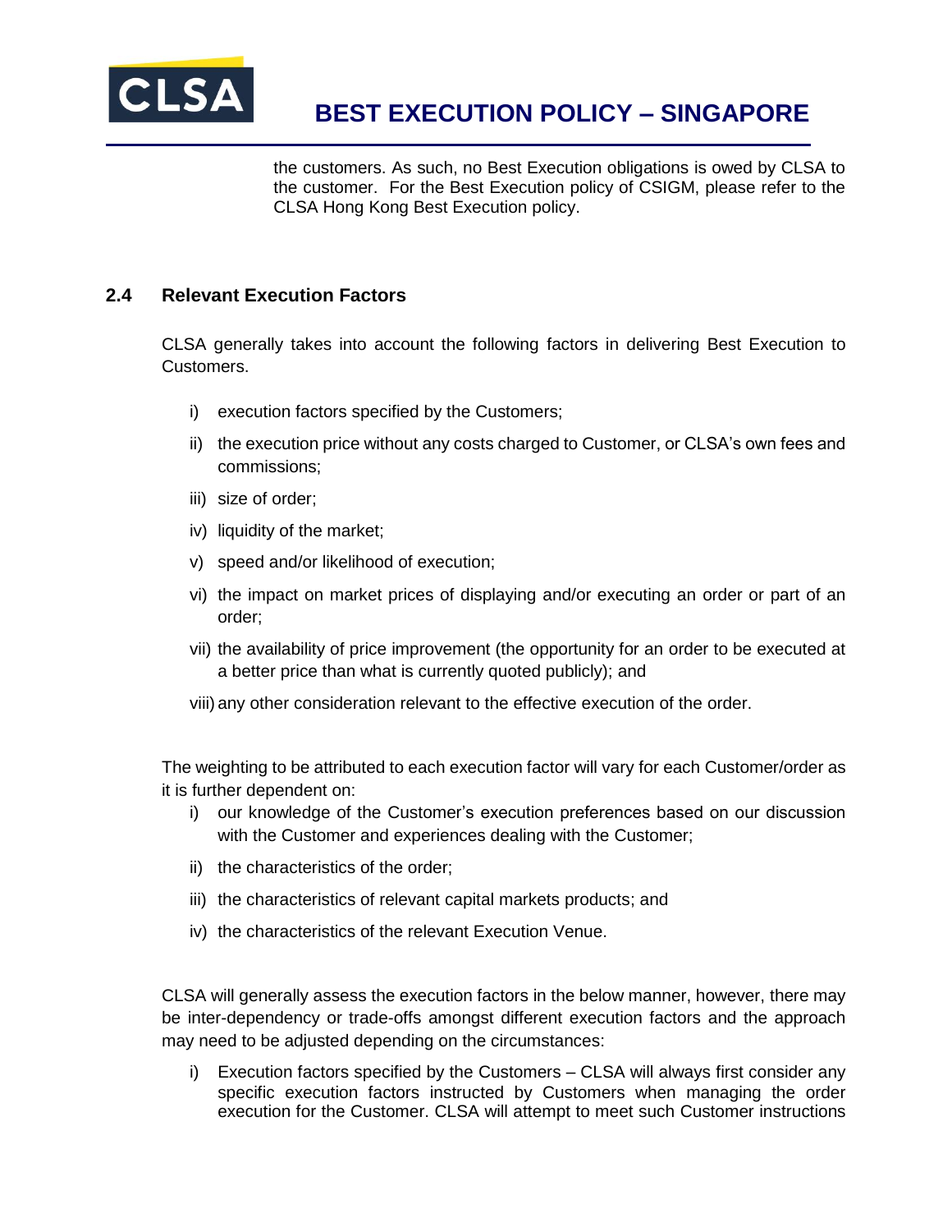the customers. As such, no Best Execution obligations is owed by CLSA to the customer. For the Best Execution policy of CSIGM, please refer to the CLSA Hong Kong Best Execution policy.

### 2.4 Relevant Execution Factors

CLSA generally takes into account the following factors in delivering Best Execution to Customers.

i) execution factors specified by the Customers;

ii) the execution price without any costs charged to Customer, or CLSA's own fees and commissions;

iii) size of order;

iv) liquidity of the market;

v) speed and/or likelihood of execution;

vi) the impact on market prices of displaying and/or executing an order or part of an order;

vii) the availability of price improvement (the opportunity for an order to be executed at a better price than what is currently quoted publicly); and

viii) any other consideration relevant to the effective execution of the order.

The weighting to be attributed to each execution factor will vary for each Customer/order as it is further dependent on:

i) our knowledge of the Customer's execution preferences based on our discussion with the Customer and experiences dealing with the Customer;

ii) the characteristics of the order;

iii) the characteristics of relevant capital markets products; and

iv) the characteristics of the relevant Execution Venue.

CLSA will generally assess the execution factors in the below manner, however, there may be inter-dependency or trade-offs amongst different execution factors and the approach may need to be adjusted depending on the circumstances:

i) Execution factors specified by the Customers – CLSA will always first consider any specific execution factors instructed by Customers when managing the order execution for the Customer. CLSA will attempt to meet such Customer instructions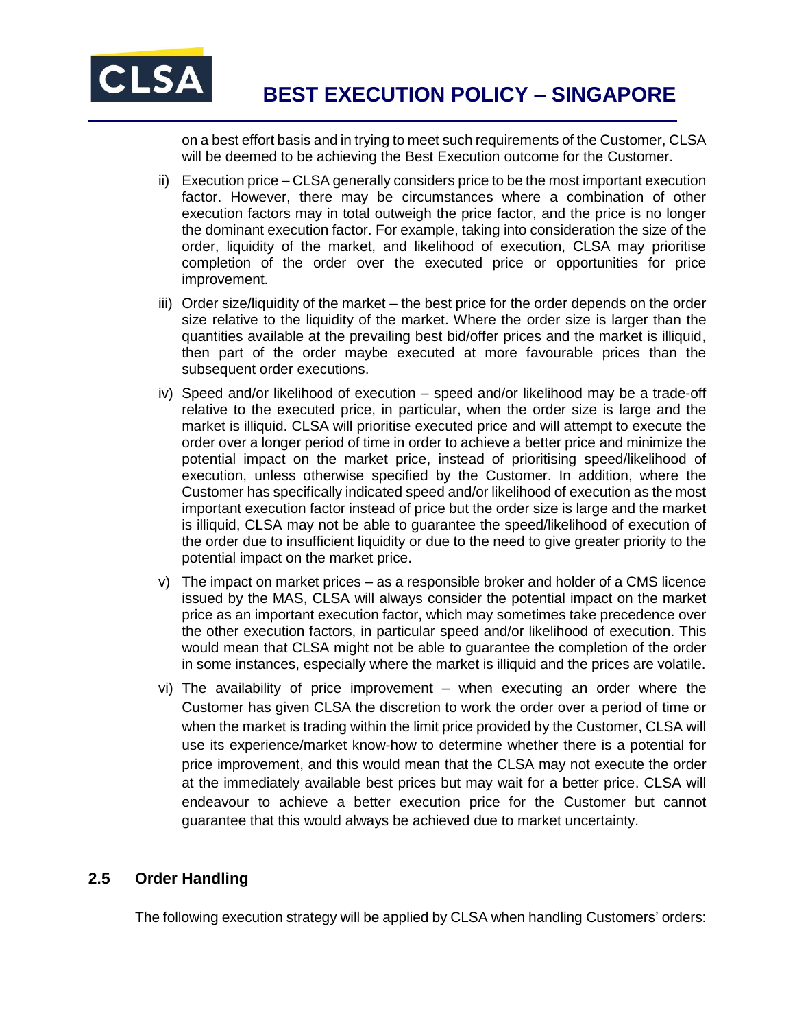on a best effort basis and in trying to meet such requirements of the Customer, CLSA will be deemed to be achieving the Best Execution outcome for the Customer.

ii) Execution price – CLSA generally considers price to be the most important execution factor. However, there may be circumstances where a combination of other execution factors may in total outweigh the price factor, and the price is no longer the dominant execution factor. For example, taking into consideration the size of the order, liquidity of the market, and likelihood of execution, CLSA may prioritise completion of the order over the executed price or opportunities for price improvement.

iii) Order size/liquidity of the market – the best price for the order depends on the order size relative to the liquidity of the market. Where the order size is larger than the quantities available at the prevailing best bid/offer prices and the market is illiquid, then part of the order maybe executed at more favourable prices than the subsequent order executions.

iv) Speed and/or likelihood of execution – speed and/or likelihood may be a trade-off relative to the executed price, in particular, when the order size is large and the market is illiquid. CLSA will prioritise executed price and will attempt to execute the order over a longer period of time in order to achieve a better price and minimize the potential impact on the market price, instead of prioritising speed/likelihood of execution, unless otherwise specified by the Customer. In addition, where the Customer has specifically indicated speed and/or likelihood of execution as the most important execution factor instead of price but the order size is large and the market is illiquid, CLSA may not be able to guarantee the speed/likelihood of execution of the order due to insufficient liquidity or due to the need to give greater priority to the potential impact on the market price.

v) The impact on market prices – as a responsible broker and holder of a CMS licence issued by the MAS, CLSA will always consider the potential impact on the market price as an important execution factor, which may sometimes take precedence over the other execution factors, in particular speed and/or likelihood of execution. This would mean that CLSA might not be able to guarantee the completion of the order in some instances, especially where the market is illiquid and the prices are volatile.

vi) The availability of price improvement – when executing an order where the Customer has given CLSA the discretion to work the order over a period of time or when the market is trading within the limit price provided by the Customer, CLSA will use its experience/market know-how to determine whether there is a potential for price improvement, and this would mean that the CLSA may not execute the order at the immediately available best prices but may wait for a better price. CLSA will endeavour to achieve a better execution price for the Customer but cannot guarantee that this would always be achieved due to market uncertainty.

## 2.5 Order Handling

The following execution strategy will be applied by CLSA when handling Customers' orders: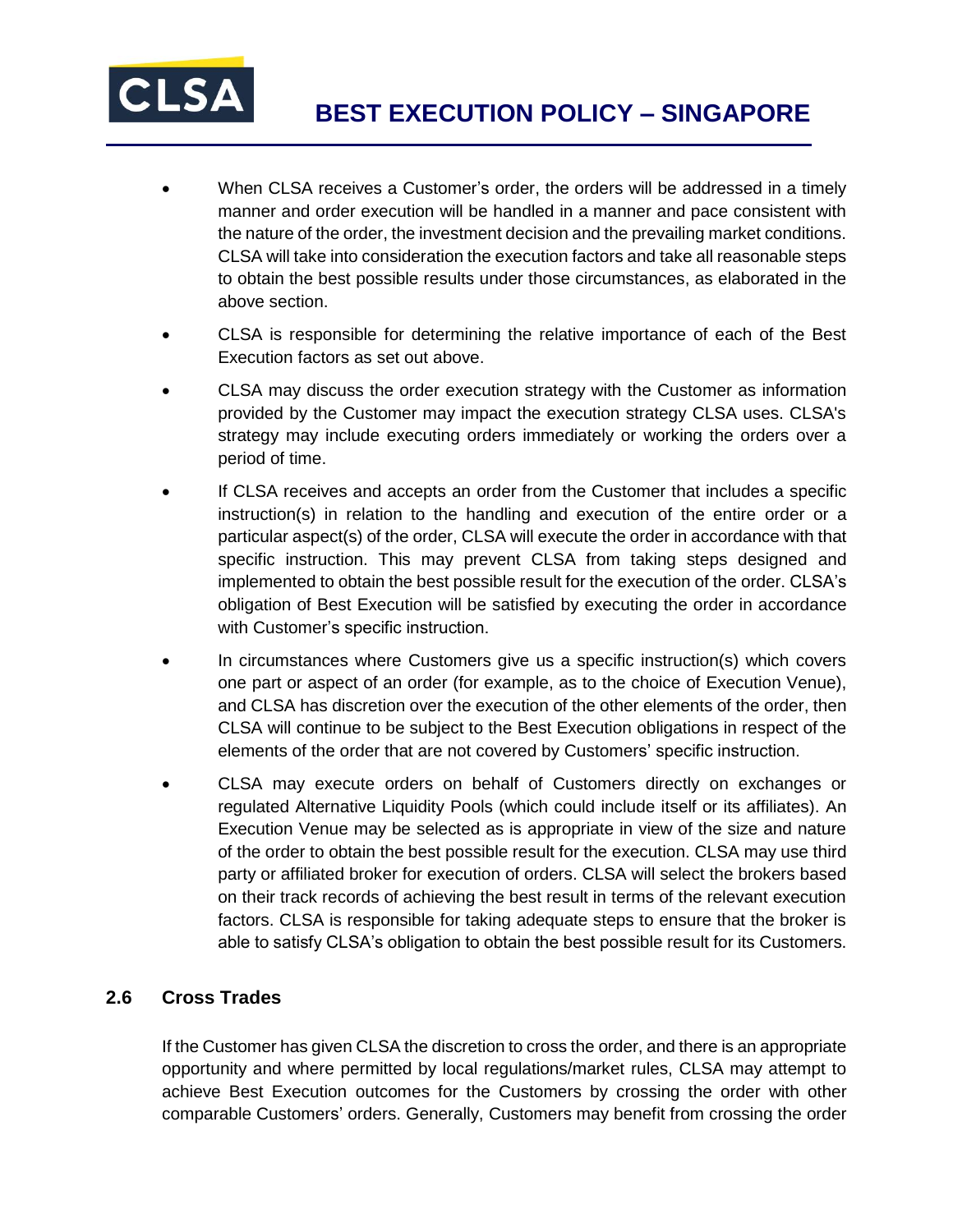- When CLSA receives a Customer's order, the orders will be addressed in a timely manner and order execution will be handled in a manner and pace consistent with the nature of the order, the investment decision and the prevailing market conditions. CLSA will take into consideration the execution factors and take all reasonable steps to obtain the best possible results under those circumstances, as elaborated in the above section.
- CLSA is responsible for determining the relative importance of each of the Best Execution factors as set out above.
- CLSA may discuss the order execution strategy with the Customer as information provided by the Customer may impact the execution strategy CLSA uses. CLSA's strategy may include executing orders immediately or working the orders over a period of time.
- If CLSA receives and accepts an order from the Customer that includes a specific instruction(s) in relation to the handling and execution of the entire order or a particular aspect(s) of the order, CLSA will execute the order in accordance with that specific instruction. This may prevent CLSA from taking steps designed and implemented to obtain the best possible result for the execution of the order. CLSA's obligation of Best Execution will be satisfied by executing the order in accordance with Customer's specific instruction.
- In circumstances where Customers give us a specific instruction(s) which covers one part or aspect of an order (for example, as to the choice of Execution Venue), and CLSA has discretion over the execution of the other elements of the order, then CLSA will continue to be subject to the Best Execution obligations in respect of the elements of the order that are not covered by Customers' specific instruction.
- CLSA may execute orders on behalf of Customers directly on exchanges or regulated Alternative Liquidity Pools (which could include itself or its affiliates). An Execution Venue may be selected as is appropriate in view of the size and nature of the order to obtain the best possible result for the execution. CLSA may use third party or affiliated broker for execution of orders. CLSA will select the brokers based on their track records of achieving the best result in terms of the relevant execution factors. CLSA is responsible for taking adequate steps to ensure that the broker is able to satisfy CLSA's obligation to obtain the best possible result for its Customers.

### 2.6 Cross Trades

If the Customer has given CLSA the discretion to cross the order, and there is an appropriate opportunity and where permitted by local regulations/market rules, CLSA may attempt to achieve Best Execution outcomes for the Customers by crossing the order with other comparable Customers' orders. Generally, Customers may benefit from crossing the order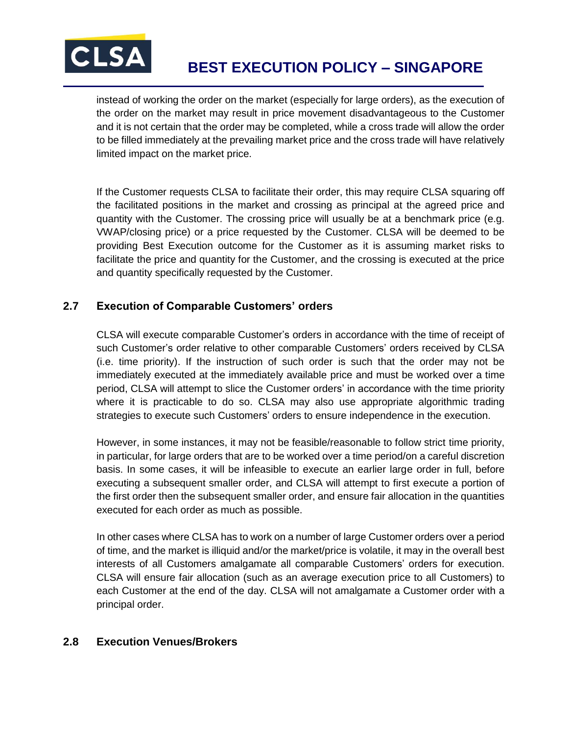instead of working the order on the market (especially for large orders), as the execution of the order on the market may result in price movement disadvantageous to the Customer and it is not certain that the order may be completed, while a cross trade will allow the order to be filled immediately at the prevailing market price and the cross trade will have relatively limited impact on the market price.

If the Customer requests CLSA to facilitate their order, this may require CLSA squaring off the facilitated positions in the market and crossing as principal at the agreed price and quantity with the Customer. The crossing price will usually be at a benchmark price (e.g. VWAP/closing price) or a price requested by the Customer. CLSA will be deemed to be providing Best Execution outcome for the Customer as it is assuming market risks to facilitate the price and quantity for the Customer, and the crossing is executed at the price and quantity specifically requested by the Customer.

## 2.7 Execution of Comparable Customers' orders

CLSA will execute comparable Customer's orders in accordance with the time of receipt of such Customer's order relative to other comparable Customers' orders received by CLSA (i.e. time priority). If the instruction of such order is such that the order may not be immediately executed at the immediately available price and must be worked over a time period, CLSA will attempt to slice the Customer orders' in accordance with the time priority where it is practicable to do so. CLSA may also use appropriate algorithmic trading strategies to execute such Customers' orders to ensure independence in the execution.

However, in some instances, it may not be feasible/reasonable to follow strict time priority, in particular, for large orders that are to be worked over a time period/on a careful discretion basis. In some cases, it will be infeasible to execute an earlier large order in full, before executing a subsequent smaller order, and CLSA will attempt to first execute a portion of the first order then the subsequent smaller order, and ensure fair allocation in the quantities executed for each order as much as possible.

In other cases where CLSA has to work on a number of large Customer orders over a period of time, and the market is illiquid and/or the market/price is volatile, it may in the overall best interests of all Customers amalgamate all comparable Customers' orders for execution. CLSA will ensure fair allocation (such as an average execution price to all Customers) to each Customer at the end of the day. CLSA will not amalgamate a Customer order with a principal order.

## 2.8 Execution Venues/Brokers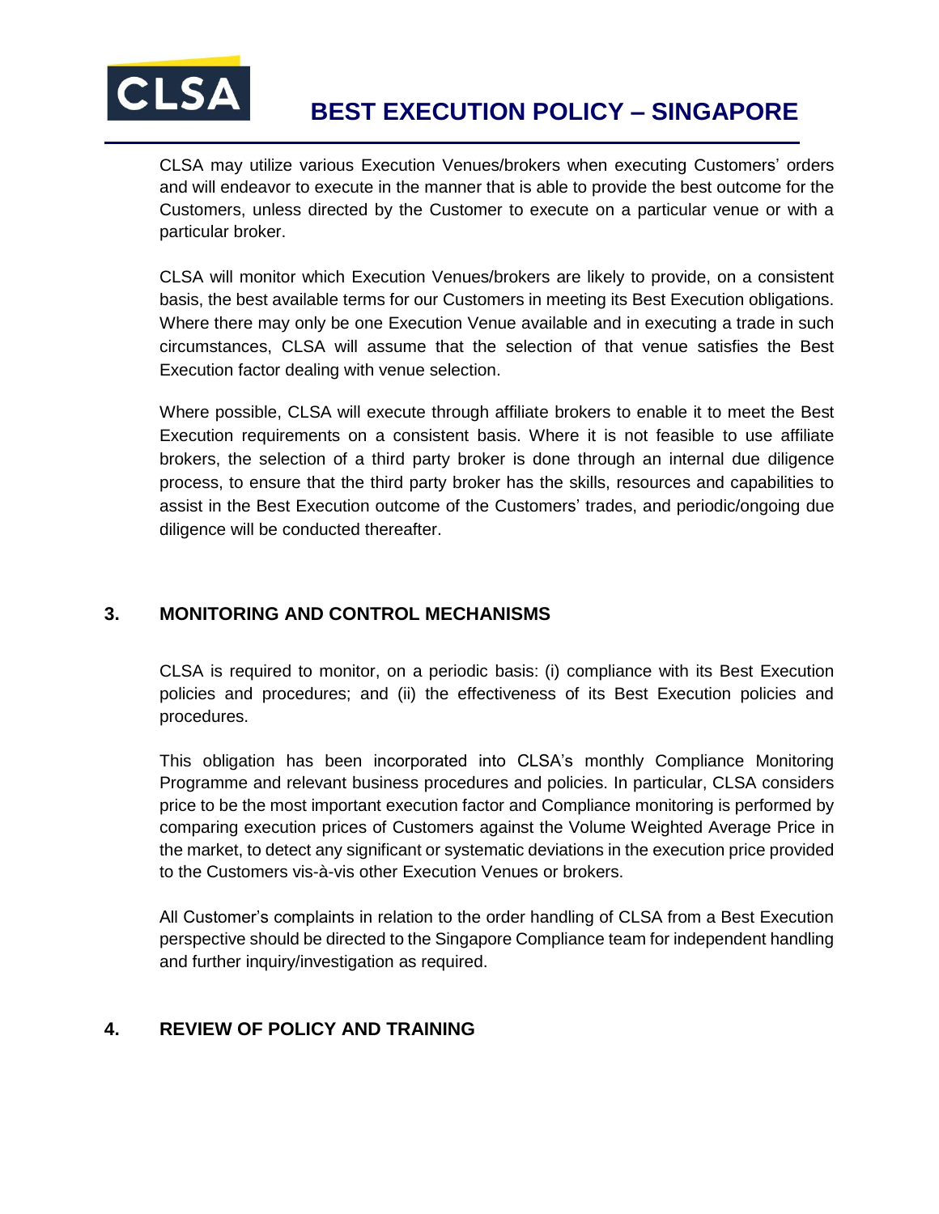CLSA may utilize various Execution Venues/brokers when executing Customers' orders and will endeavor to execute in the manner that is able to provide the best outcome for the Customers, unless directed by the Customer to execute on a particular venue or with a particular broker.

CLSA will monitor which Execution Venues/brokers are likely to provide, on a consistent basis, the best available terms for our Customers in meeting its Best Execution obligations. Where there may only be one Execution Venue available and in executing a trade in such circumstances, CLSA will assume that the selection of that venue satisfies the Best Execution factor dealing with venue selection.

Where possible, CLSA will execute through affiliate brokers to enable it to meet the Best Execution requirements on a consistent basis. Where it is not feasible to use affiliate brokers, the selection of a third party broker is done through an internal due diligence process, to ensure that the third party broker has the skills, resources and capabilities to assist in the Best Execution outcome of the Customers' trades, and periodic/ongoing due diligence will be conducted thereafter.

## 3. MONITORING AND CONTROL MECHANISMS

CLSA is required to monitor, on a periodic basis: (i) compliance with its Best Execution policies and procedures; and (ii) the effectiveness of its Best Execution policies and procedures.

This obligation has been incorporated into CLSA's monthly Compliance Monitoring Programme and relevant business procedures and policies. In particular, CLSA considers price to be the most important execution factor and Compliance monitoring is performed by comparing execution prices of Customers against the Volume Weighted Average Price in the market, to detect any significant or systematic deviations in the execution price provided to the Customers vis-à-vis other Execution Venues or brokers.

All Customer's complaints in relation to the order handling of CLSA from a Best Execution perspective should be directed to the Singapore Compliance team for independent handling and further inquiry/investigation as required.

## 4. REVIEW OF POLICY AND TRAINING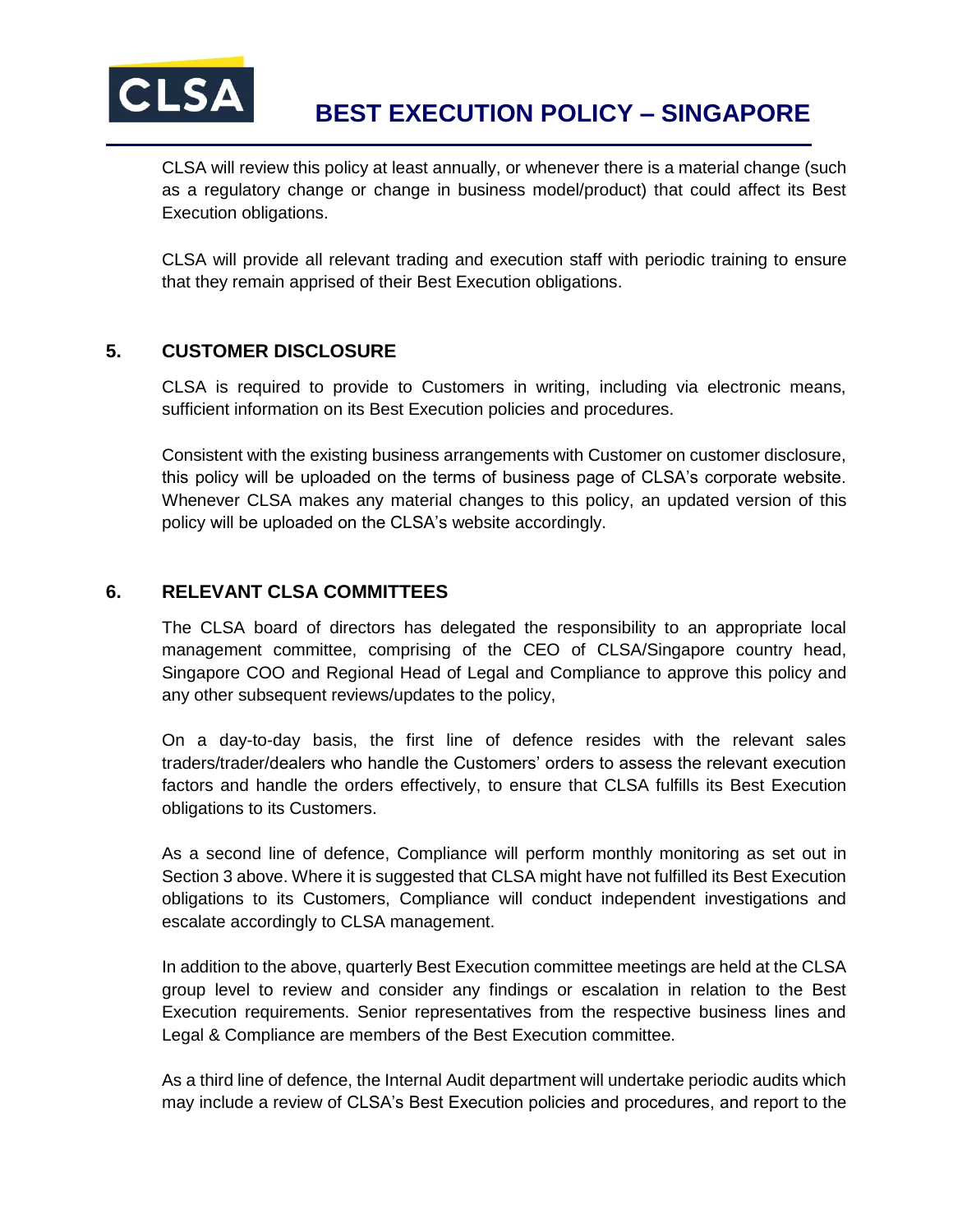CLSA will review this policy at least annually, or whenever there is a material change (such as a regulatory change or change in business model/product) that could affect its Best Execution obligations.

CLSA will provide all relevant trading and execution staff with periodic training to ensure that they remain apprised of their Best Execution obligations.

## 5. CUSTOMER DISCLOSURE

CLSA is required to provide to Customers in writing, including via electronic means, sufficient information on its Best Execution policies and procedures.

Consistent with the existing business arrangements with Customer on customer disclosure, this policy will be uploaded on the terms of business page of CLSA's corporate website. Whenever CLSA makes any material changes to this policy, an updated version of this policy will be uploaded on the CLSA's website accordingly.

## 6. RELEVANT CLSA COMMITTEES

The CLSA board of directors has delegated the responsibility to an appropriate local management committee, comprising of the CEO of CLSA/Singapore country head, Singapore COO and Regional Head of Legal and Compliance to approve this policy and any other subsequent reviews/updates to the policy,

On a day-to-day basis, the first line of defence resides with the relevant sales traders/trader/dealers who handle the Customers' orders to assess the relevant execution factors and handle the orders effectively, to ensure that CLSA fulfills its Best Execution obligations to its Customers.

As a second line of defence, Compliance will perform monthly monitoring as set out in Section 3 above. Where it is suggested that CLSA might have not fulfilled its Best Execution obligations to its Customers, Compliance will conduct independent investigations and escalate accordingly to CLSA management.

In addition to the above, quarterly Best Execution committee meetings are held at the CLSA group level to review and consider any findings or escalation in relation to the Best Execution requirements. Senior representatives from the respective business lines and Legal & Compliance are members of the Best Execution committee.

As a third line of defence, the Internal Audit department will undertake periodic audits which may include a review of CLSA's Best Execution policies and procedures, and report to the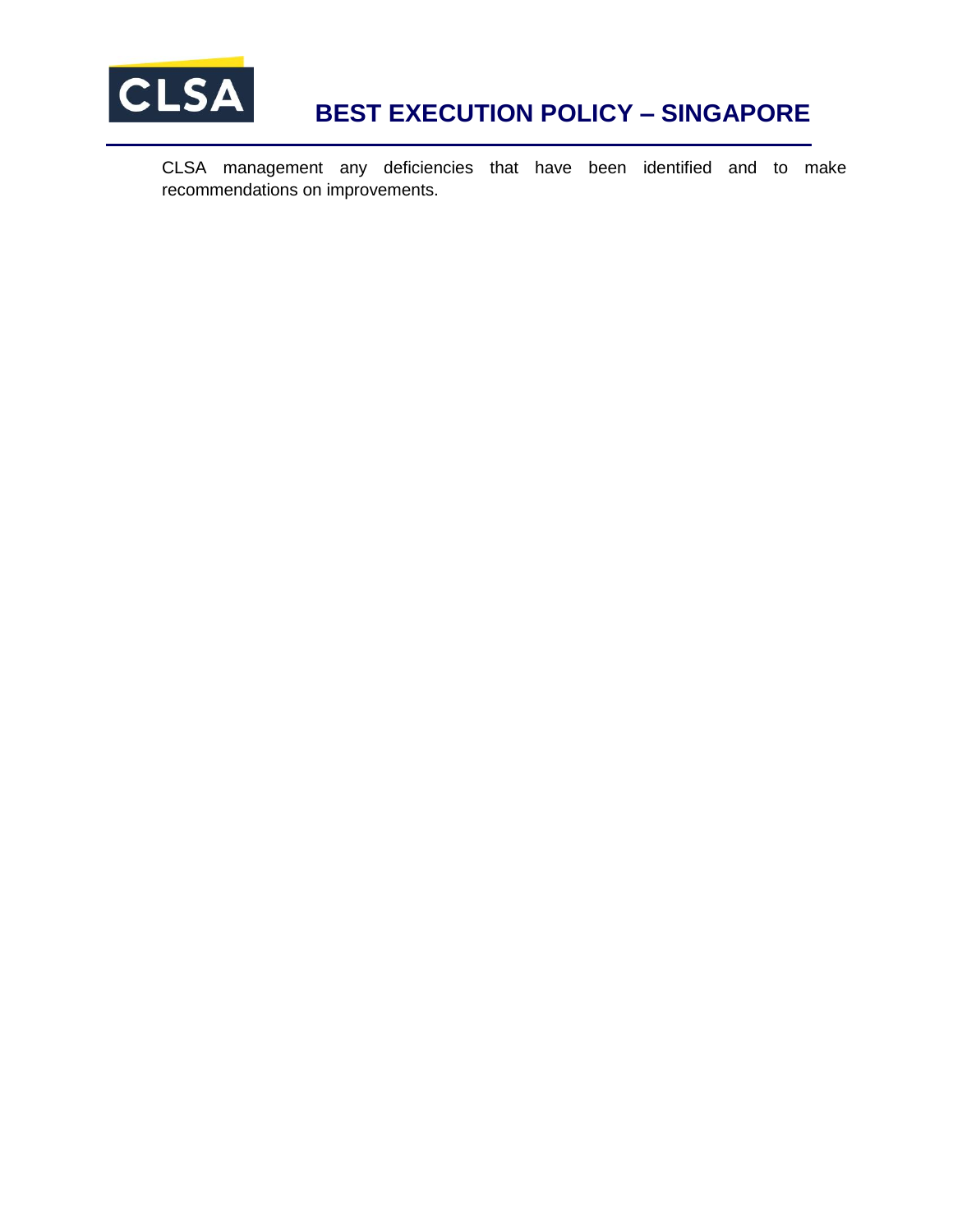CLSA management any deficiencies that have been identified and to make recommendations on improvements.